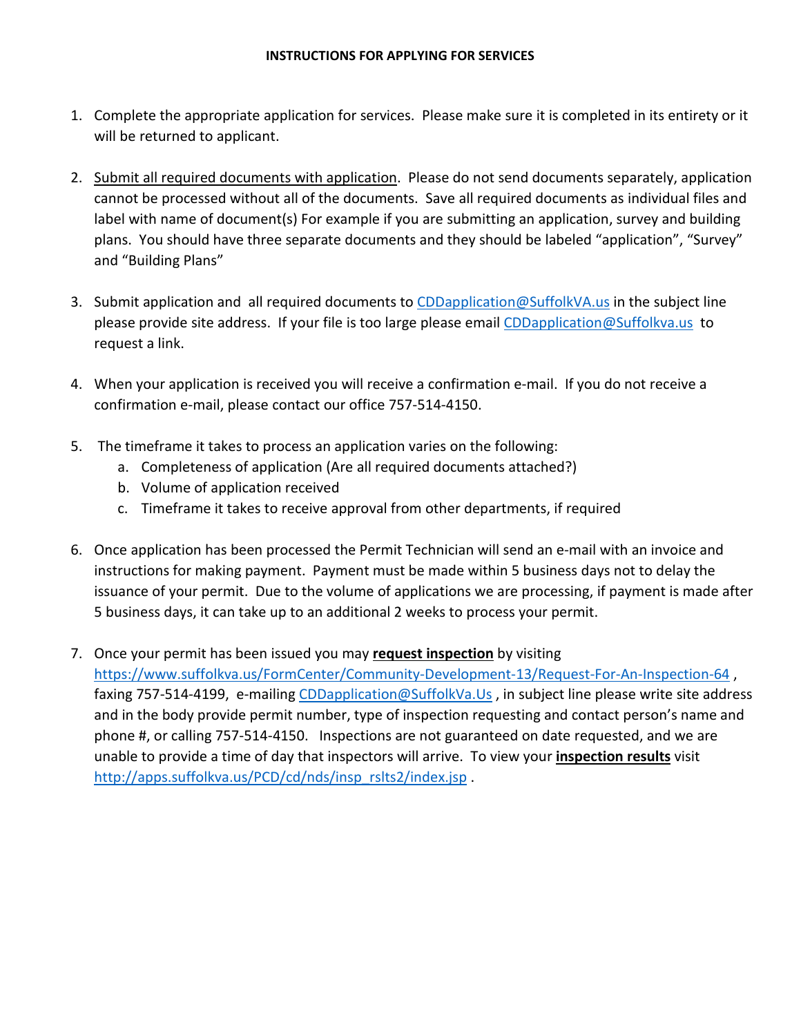**INSTRUCTIONS FOR APPLYING FOR SERVICES**

1. Complete the appropriate application for services. Please make sure it is completed in its entirety or it will be returned to applicant.

2. Submit all required documents with application. Please do not send documents separately, application cannot be processed without all of the documents. Save all required documents as individual files and label with name of document(s) For example if you are submitting an application, survey and building plans. You should have three separate documents and they should be labeled "application", "Survey" and "Building Plans"

3. Submit application and all required documents to CDDapplication@SuffolkVA.us in the subject line please provide site address. If your file is too large please email CDDapplication@Suffolkva.us to request a link.

4. When your application is received you will receive a confirmation e-mail. If you do not receive a confirmation e-mail, please contact our office 757-514-4150.

5. The timeframe it takes to process an application varies on the following:
   a. Completeness of application (Are all required documents attached?)
   b. Volume of application received
   c. Timeframe it takes to receive approval from other departments, if required

6. Once application has been processed the Permit Technician will send an e-mail with an invoice and instructions for making payment. Payment must be made within 5 business days not to delay the issuance of your permit. Due to the volume of applications we are processing, if payment is made after 5 business days, it can take up to an additional 2 weeks to process your permit.

7. Once your permit has been issued you may **request inspection** by visiting https://www.suffolkva.us/FormCenter/Community-Development-13/Request-For-An-Inspection-64 , faxing 757-514-4199, e-mailing CDDapplication@SuffolkVa.Us , in subject line please write site address and in the body provide permit number, type of inspection requesting and contact person's name and phone #, or calling 757-514-4150. Inspections are not guaranteed on date requested, and we are unable to provide a time of day that inspectors will arrive. To view your **inspection results** visit http://apps.suffolkva.us/PCD/cd/nds/insp_rslts2/index.jsp .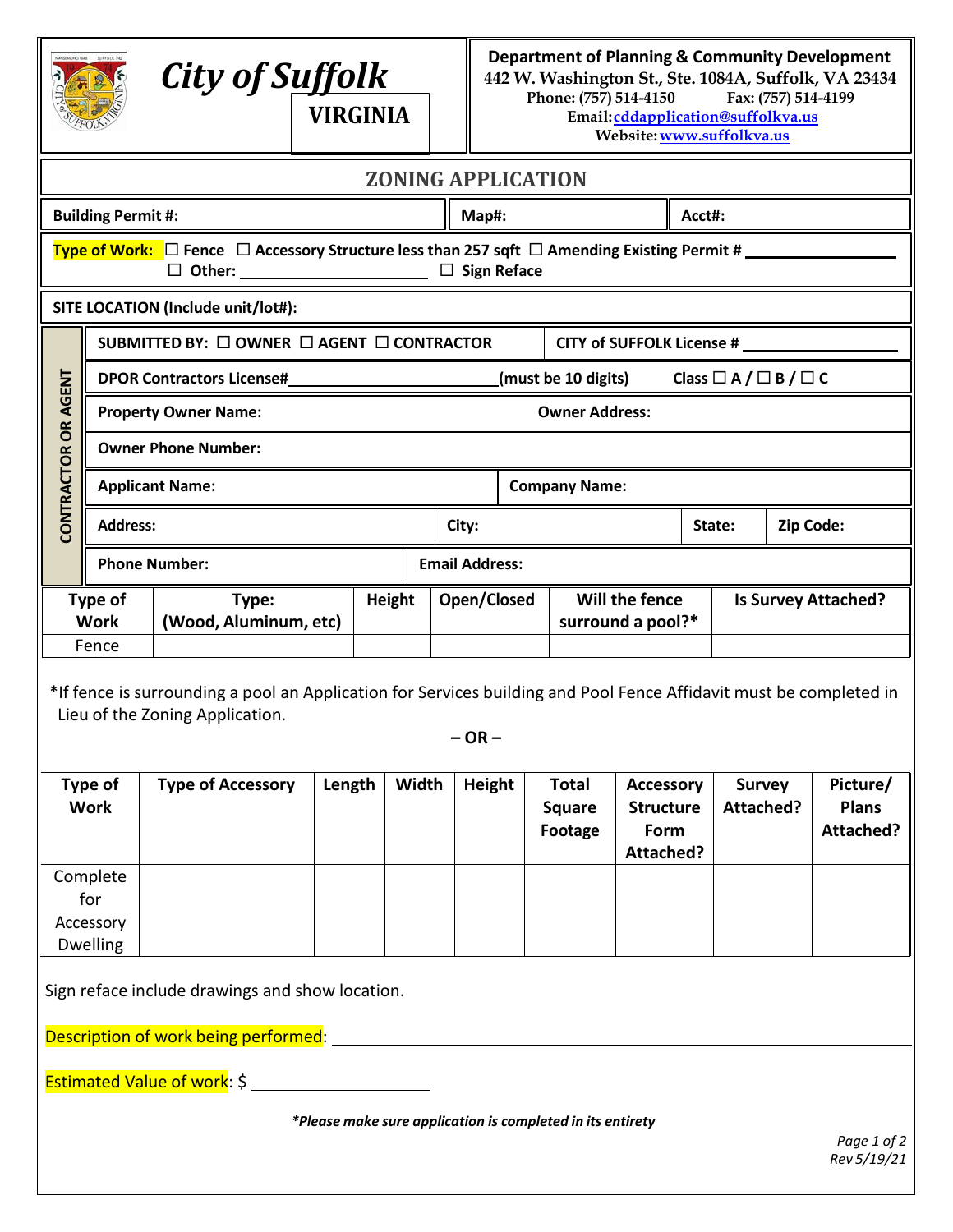# City of Suffolk
## VIRGINIA

**Department of Planning & Community Development**
442 W. Washington St., Ste. 1084A, Suffolk, VA 23434
Phone: (757) 514-4150 Fax: (757) 514-4199
Email: cddapplication@suffolkva.us
Website: www.suffolkva.us

## ZONING APPLICATION

| | | |
|---|---|---|
| **Building Permit #:** | **Map#:** | **Acct#:** |

**Type of Work:** ☐ Fence ☐ Accessory Structure less than 257 sqft ☐ Amending Existing Permit # ________________
☐ Other: ______________________ ☐ Sign Reface

**SITE LOCATION (Include unit/lot#):**

**CONTRACTOR OR AGENT**

**SUBMITTED BY:** ☐ OWNER ☐ AGENT ☐ CONTRACTOR **CITY of SUFFOLK License #** ________________

**DPOR Contractors License#** ______________________ **(must be 10 digits)** **Class** ☐ **A** / ☐ **B** / ☐ **C**

**Property Owner Name:** **Owner Address:**

**Owner Phone Number:**

**Applicant Name:** **Company Name:**

**Address:** **City:** **State:** **Zip Code:**

**Phone Number:** **Email Address:**

| Type of Work | Type: (Wood, Aluminum, etc) | Height | Open/Closed | Will the fence surround a pool?* | Is Survey Attached? |
|---|---|---|---|---|---|
| Fence | | | | | |

*If fence is surrounding a pool an Application for Services building and Pool Fence Affidavit must be completed in Lieu of the Zoning Application.

**– OR –**

| Type of Work | Type of Accessory | Length | Width | Height | Total Square Footage | Accessory Structure Form Attached? | Survey Attached? | Picture/ Plans Attached? |
|---|---|---|---|---|---|---|---|---|
| Complete for Accessory Dwelling | | | | | | | | |

Sign reface include drawings and show location.

Description of work being performed: ________________________________________

Estimated Value of work: $ ____________________

***Please make sure application is completed in its entirety***

*Rev 5/19/21*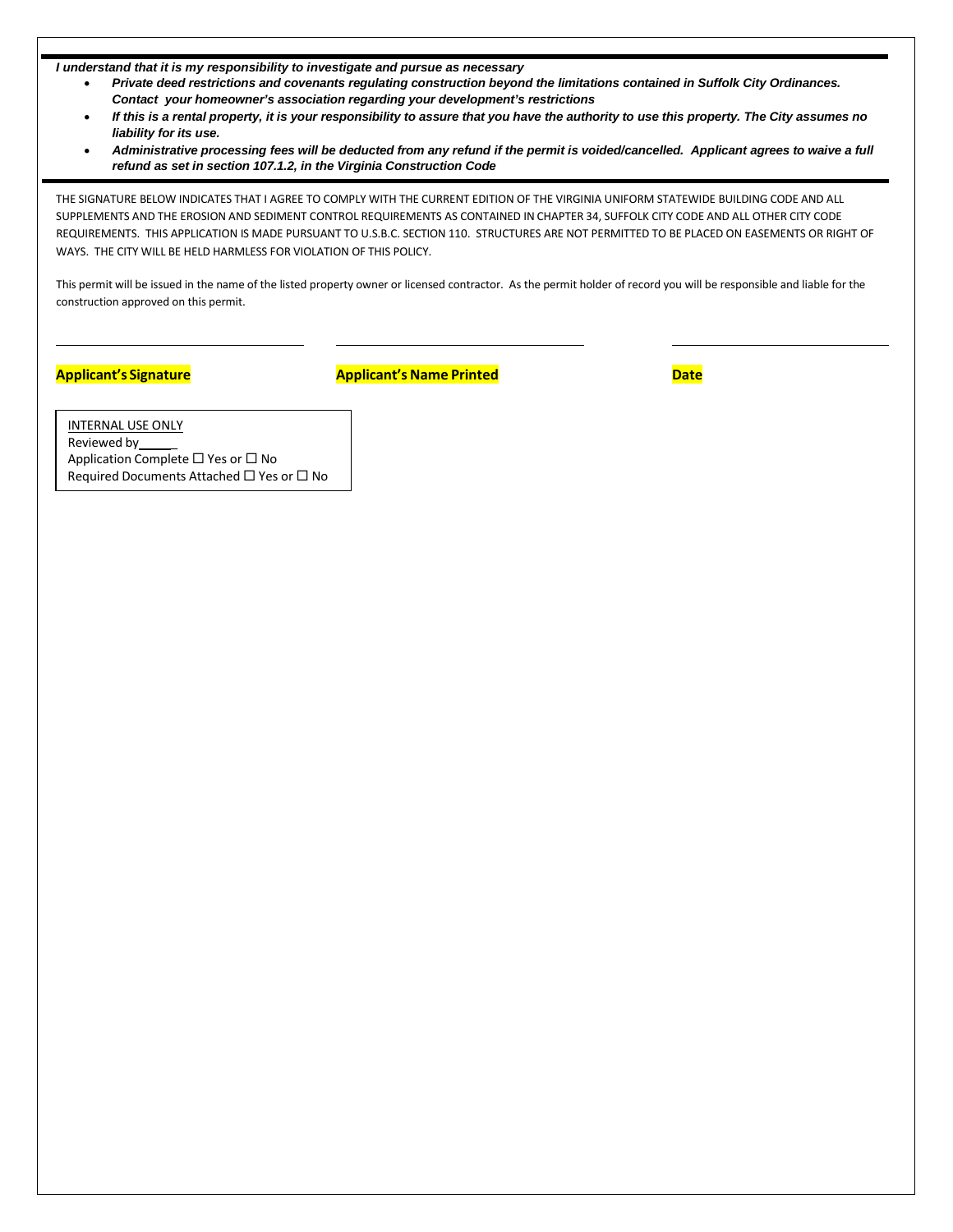***I understand that it is my responsibility to investigate and pursue as necessary***

- ***Private deed restrictions and covenants regulating construction beyond the limitations contained in Suffolk City Ordinances. Contact your homeowner's association regarding your development's restrictions***
- ***If this is a rental property, it is your responsibility to assure that you have the authority to use this property. The City assumes no liability for its use.***
- ***Administrative processing fees will be deducted from any refund if the permit is voided/cancelled. Applicant agrees to waive a full refund as set in section 107.1.2, in the Virginia Construction Code***

THE SIGNATURE BELOW INDICATES THAT I AGREE TO COMPLY WITH THE CURRENT EDITION OF THE VIRGINIA UNIFORM STATEWIDE BUILDING CODE AND ALL SUPPLEMENTS AND THE EROSION AND SEDIMENT CONTROL REQUIREMENTS AS CONTAINED IN CHAPTER 34, SUFFOLK CITY CODE AND ALL OTHER CITY CODE REQUIREMENTS. THIS APPLICATION IS MADE PURSUANT TO U.S.B.C. SECTION 110. STRUCTURES ARE NOT PERMITTED TO BE PLACED ON EASEMENTS OR RIGHT OF WAYS. THE CITY WILL BE HELD HARMLESS FOR VIOLATION OF THIS POLICY.

This permit will be issued in the name of the listed property owner or licensed contractor. As the permit holder of record you will be responsible and liable for the construction approved on this permit.

| | | |
|---|---|---|
| ______________________ | ______________________ | ______________________ |
| **Applicant's Signature** | **Applicant's Name Printed** | **Date** |

INTERNAL USE ONLY
Reviewed by_____
Application Complete ☐ Yes or ☐ No
Required Documents Attached ☐ Yes or ☐ No